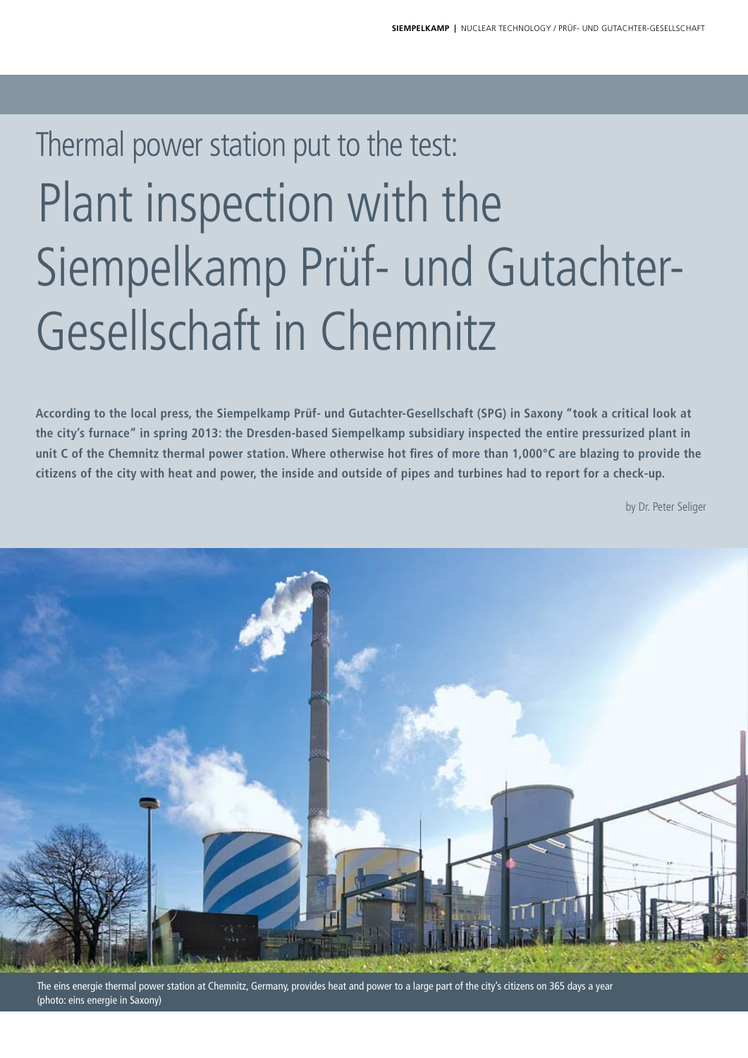Thermal power station put to the test:

# Plant inspection with the Siempelkamp Prüf- und Gutachter-Gesellschaft in Chemnitz

**According to the local press, the Siempelkamp Prüf- und Gutachter-Gesellschaft (SPG) in Saxony "took a critical look at the city's furnace" in spring 2013: the Dresden-based Siempelkamp subsidiary inspected the entire pressurized plant in unit C of the Chemnitz thermal power station. Where otherwise hot fires of more than 1,000°C are blazing to provide the citizens of the city with heat and power, the inside and outside of pipes and turbines had to report for a check-up.**

by Dr. Peter Seliger

The eins energie thermal power station at Chemnitz, Germany, provides heat and power to a large part of the city's citizens on 365 days a year (photo: eins energie in Saxony)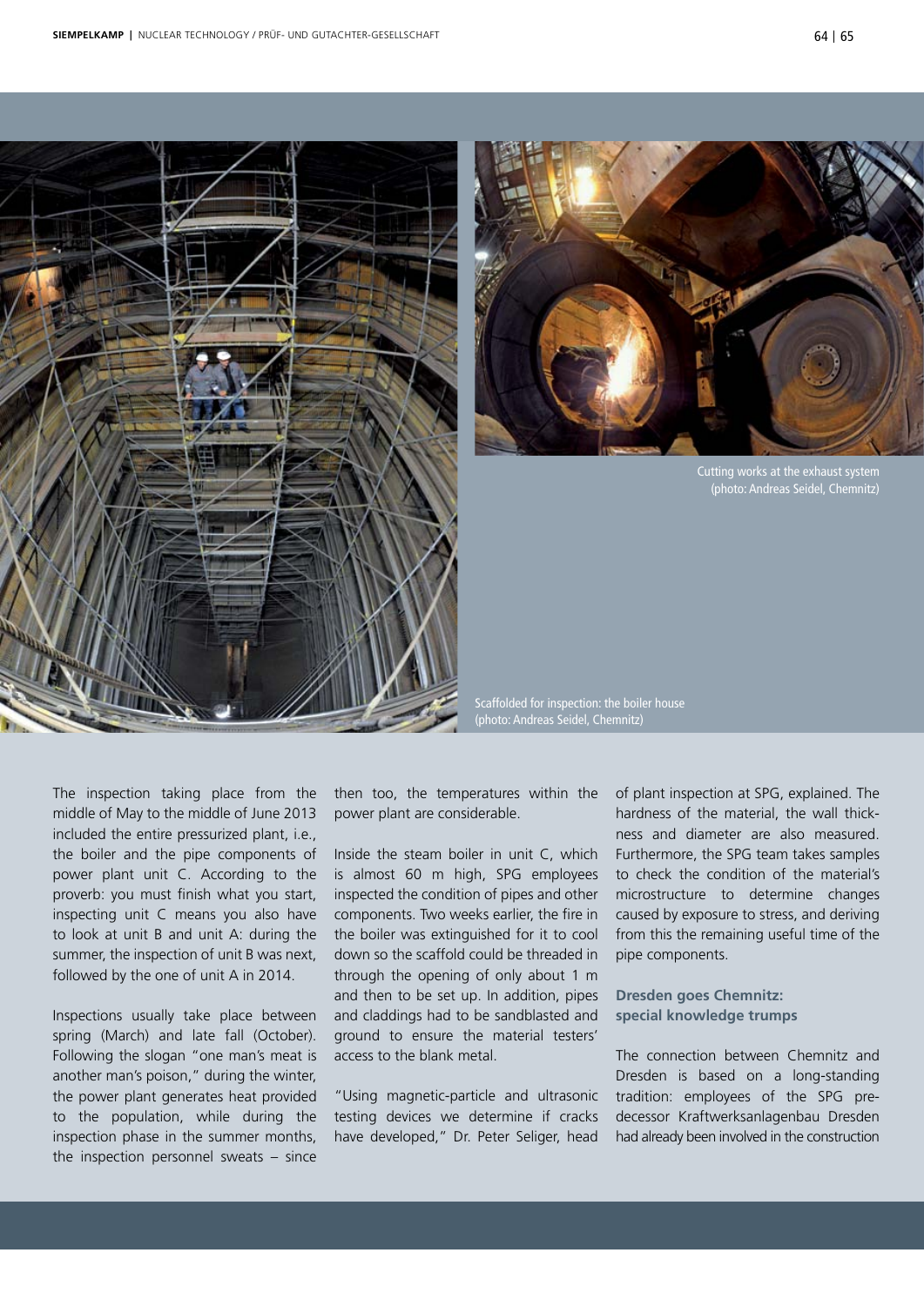Cutting works at the exhaust system (photo: Andreas Seidel, Chemnitz)

Scaffolded for inspection: the boiler house (photo: Andreas Seidel, Chemnitz)

The inspection taking place from the middle of May to the middle of June 2013 included the entire pressurized plant, i.e., the boiler and the pipe components of power plant unit C. According to the proverb: you must finish what you start, inspecting unit C means you also have to look at unit B and unit A: during the summer, the inspection of unit B was next, followed by the one of unit A in 2014.

Inspections usually take place between spring (March) and late fall (October). Following the slogan "one man's meat is another man's poison," during the winter, the power plant generates heat provided to the population, while during the inspection phase in the summer months, the inspection personnel sweats – since then too, the temperatures within the power plant are considerable.

Inside the steam boiler in unit C, which is almost 60 m high, SPG employees inspected the condition of pipes and other components. Two weeks earlier, the fire in the boiler was extinguished for it to cool down so the scaffold could be threaded in through the opening of only about 1 m and then to be set up. In addition, pipes and claddings had to be sandblasted and ground to ensure the material testers' access to the blank metal.

"Using magnetic-particle and ultrasonic testing devices we determine if cracks have developed," Dr. Peter Seliger, head of plant inspection at SPG, explained. The hardness of the material, the wall thickness and diameter are also measured. Furthermore, the SPG team takes samples to check the condition of the material's microstructure to determine changes caused by exposure to stress, and deriving from this the remaining useful time of the pipe components.

### Dresden goes Chemnitz: special knowledge trumps

The connection between Chemnitz and Dresden is based on a long-standing tradition: employees of the SPG predecessor Kraftwerksanlagenbau Dresden had already been involved in the construction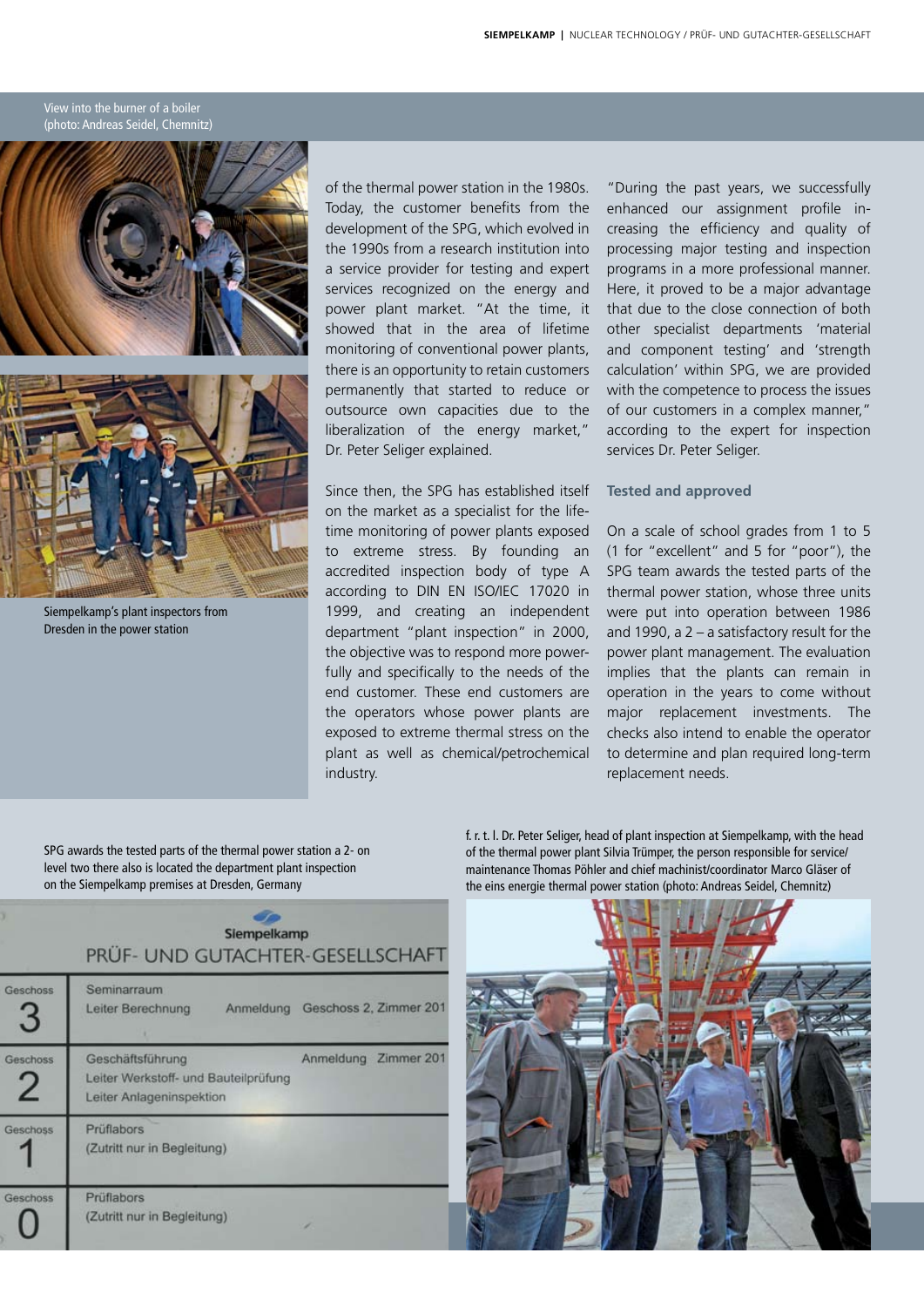View into the burner of a boiler (photo: Andreas Seidel, Chemnitz)

Siempelkamp's plant inspectors from Dresden in the power station

of the thermal power station in the 1980s. Today, the customer benefits from the development of the SPG, which evolved in the 1990s from a research institution into a service provider for testing and expert services recognized on the energy and power plant market. "At the time, it showed that in the area of lifetime monitoring of conventional power plants, there is an opportunity to retain customers permanently that started to reduce or outsource own capacities due to the liberalization of the energy market," Dr. Peter Seliger explained.

Since then, the SPG has established itself on the market as a specialist for the lifetime monitoring of power plants exposed to extreme stress. By founding an accredited inspection body of type A according to DIN EN ISO/IEC 17020 in 1999, and creating an independent department "plant inspection" in 2000, the objective was to respond more powerfully and specifically to the needs of the end customer. These end customers are the operators whose power plants are exposed to extreme thermal stress on the plant as well as chemical/petrochemical industry.

"During the past years, we successfully enhanced our assignment profile increasing the efficiency and quality of processing major testing and inspection programs in a more professional manner. Here, it proved to be a major advantage that due to the close connection of both other specialist departments 'material and component testing' and 'strength calculation' within SPG, we are provided with the competence to process the issues of our customers in a complex manner," according to the expert for inspection services Dr. Peter Seliger.

## Tested and approved

On a scale of school grades from 1 to 5 (1 for "excellent" and 5 for "poor"), the SPG team awards the tested parts of the thermal power station, whose three units were put into operation between 1986 and 1990, a 2 – a satisfactory result for the power plant management. The evaluation implies that the plants can remain in operation in the years to come without major replacement investments. The checks also intend to enable the operator to determine and plan required long-term replacement needs.

SPG awards the tested parts of the thermal power station a 2- on level two there also is located the department plant inspection on the Siempelkamp premises at Dresden, Germany

f. r. t. l. Dr. Peter Seliger, head of plant inspection at Siempelkamp, with the head of the thermal power plant Silvia Trümper, the person responsible for service/maintenance Thomas Pöhler and chief machinist/coordinator Marco Gläser of the eins energie thermal power station (photo: Andreas Seidel, Chemnitz)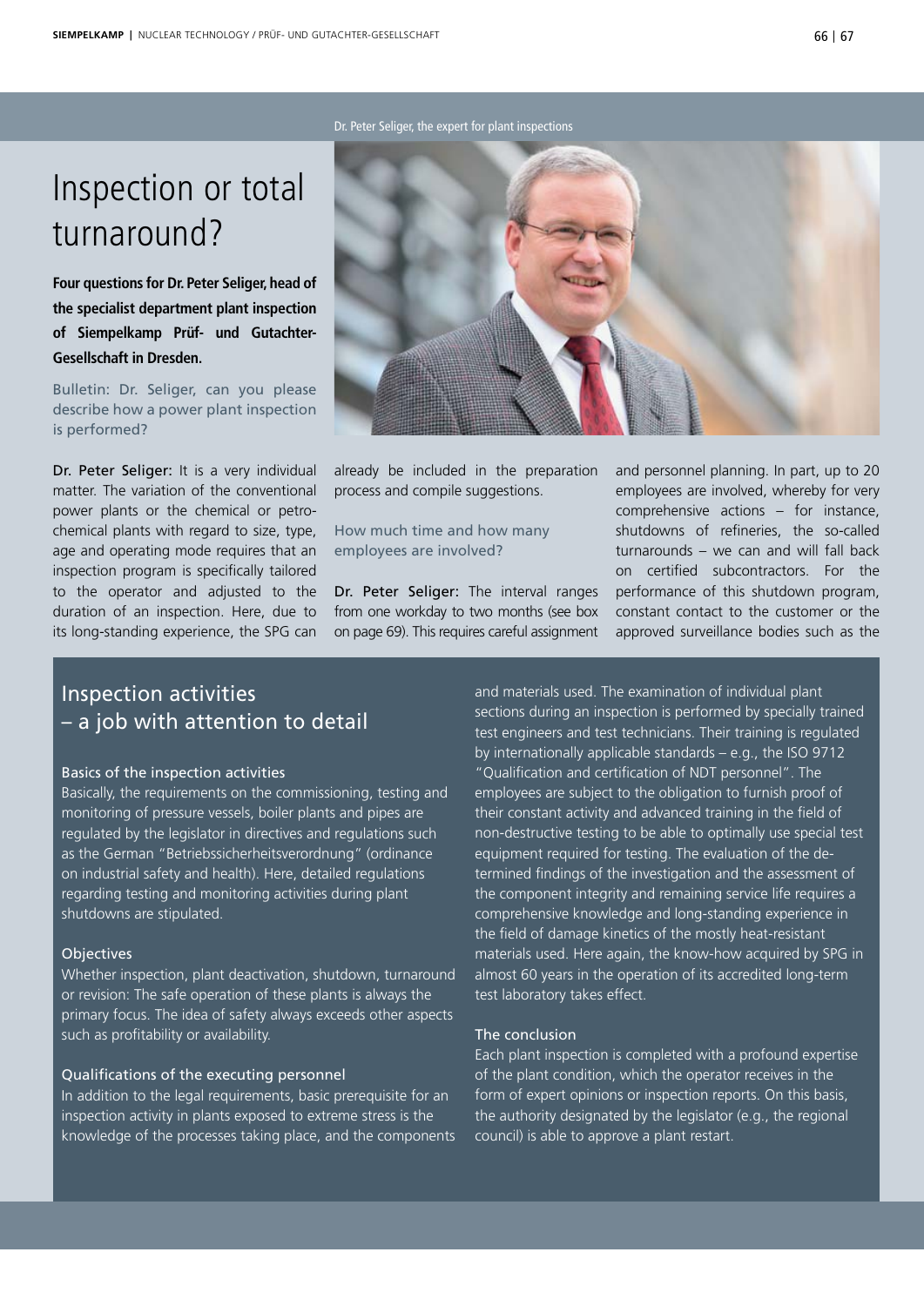Dr. Peter Seliger, the expert for plant inspections

# Inspection or total turnaround?

**Four questions for Dr. Peter Seliger, head of the specialist department plant inspection of Siempelkamp Prüf- und Gutachter-Gesellschaft in Dresden.**

Bulletin: Dr. Seliger, can you please describe how a power plant inspection is performed?

Dr. Peter Seliger: It is a very individual matter. The variation of the conventional power plants or the chemical or petrochemical plants with regard to size, type, age and operating mode requires that an inspection program is specifically tailored to the operator and adjusted to the duration of an inspection. Here, due to its long-standing experience, the SPG can already be included in the preparation process and compile suggestions.

How much time and how many employees are involved?

Dr. Peter Seliger: The interval ranges from one workday to two months (see box on page 69). This requires careful assignment and personnel planning. In part, up to 20 employees are involved, whereby for very comprehensive actions – for instance, shutdowns of refineries, the so-called turnarounds – we can and will fall back on certified subcontractors. For the performance of this shutdown program, constant contact to the customer or the approved surveillance bodies such as the

## Inspection activities – a job with attention to detail

### Basics of the inspection activities

Basically, the requirements on the commissioning, testing and monitoring of pressure vessels, boiler plants and pipes are regulated by the legislator in directives and regulations such as the German "Betriebssicherheitsverordnung" (ordinance on industrial safety and health). Here, detailed regulations regarding testing and monitoring activities during plant shutdowns are stipulated.

### Objectives

Whether inspection, plant deactivation, shutdown, turnaround or revision: The safe operation of these plants is always the primary focus. The idea of safety always exceeds other aspects such as profitability or availability.

### Qualifications of the executing personnel

In addition to the legal requirements, basic prerequisite for an inspection activity in plants exposed to extreme stress is the knowledge of the processes taking place, and the components and materials used. The examination of individual plant sections during an inspection is performed by specially trained test engineers and test technicians. Their training is regulated by internationally applicable standards – e.g., the ISO 9712 "Qualification and certification of NDT personnel". The employees are subject to the obligation to furnish proof of their constant activity and advanced training in the field of non-destructive testing to be able to optimally use special test equipment required for testing. The evaluation of the determined findings of the investigation and the assessment of the component integrity and remaining service life requires a comprehensive knowledge and long-standing experience in the field of damage kinetics of the mostly heat-resistant materials used. Here again, the know-how acquired by SPG in almost 60 years in the operation of its accredited long-term test laboratory takes effect.

### The conclusion

Each plant inspection is completed with a profound expertise of the plant condition, which the operator receives in the form of expert opinions or inspection reports. On this basis, the authority designated by the legislator (e.g., the regional council) is able to approve a plant restart.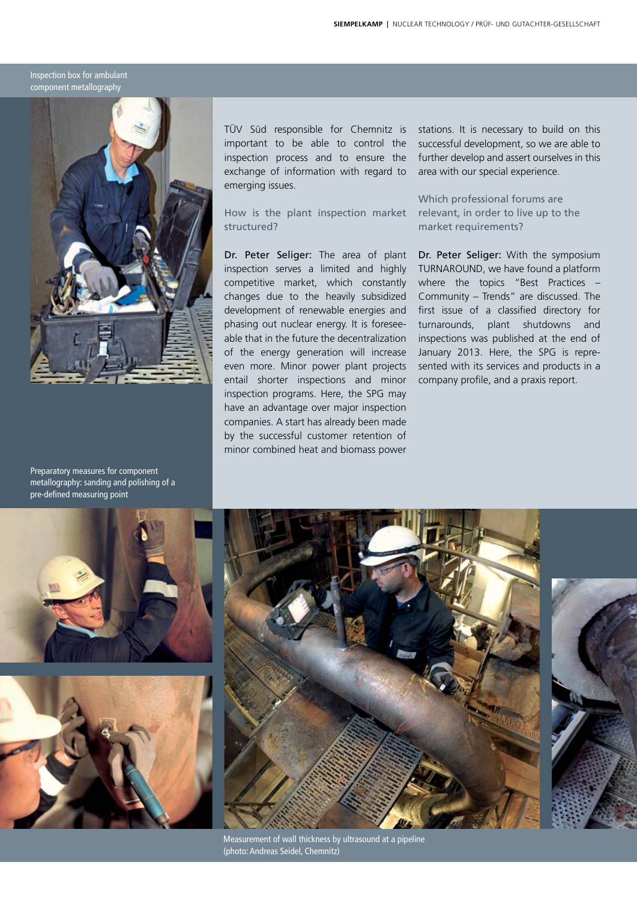Inspection box for ambulant component metallography

TÜV Süd responsible for Chemnitz is important to be able to control the inspection process and to ensure the exchange of information with regard to emerging issues.

## How is the plant inspection market structured?

**Dr. Peter Seliger:** The area of plant inspection serves a limited and highly competitive market, which constantly changes due to the heavily subsidized development of renewable energies and phasing out nuclear energy. It is foreseeable that in the future the decentralization of the energy generation will increase even more. Minor power plant projects entail shorter inspections and minor inspection programs. Here, the SPG may have an advantage over major inspection companies. A start has already been made by the successful customer retention of minor combined heat and biomass power stations. It is necessary to build on this successful development, so we are able to further develop and assert ourselves in this area with our special experience.

## Which professional forums are relevant, in order to live up to the market requirements?

**Dr. Peter Seliger:** With the symposium TURNAROUND, we have found a platform where the topics "Best Practices – Community – Trends" are discussed. The first issue of a classified directory for turnarounds, plant shutdowns and inspections was published at the end of January 2013. Here, the SPG is represented with its services and products in a company profile, and a praxis report.

Preparatory measures for component metallography: sanding and polishing of a pre-defined measuring point

Measurement of wall thickness by ultrasound at a pipeline (photo: Andreas Seidel, Chemnitz)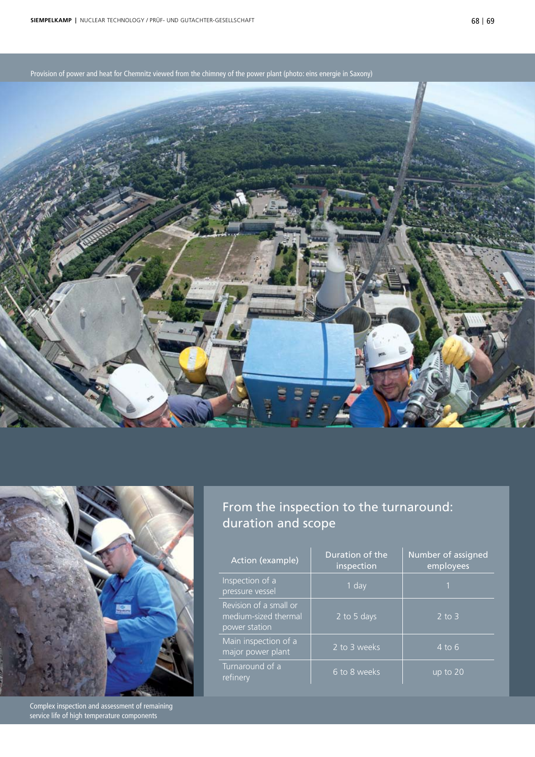Provision of power and heat for Chemnitz viewed from the chimney of the power plant (photo: eins energie in Saxony)

## From the inspection to the turnaround: duration and scope

| Action (example) | Duration of the inspection | Number of assigned employees |
| --- | --- | --- |
| Inspection of a pressure vessel | 1 day | 1 |
| Revision of a small or medium-sized thermal power station | 2 to 5 days | 2 to 3 |
| Main inspection of a major power plant | 2 to 3 weeks | 4 to 6 |
| Turnaround of a refinery | 6 to 8 weeks | up to 20 |

Complex inspection and assessment of remaining service life of high temperature components